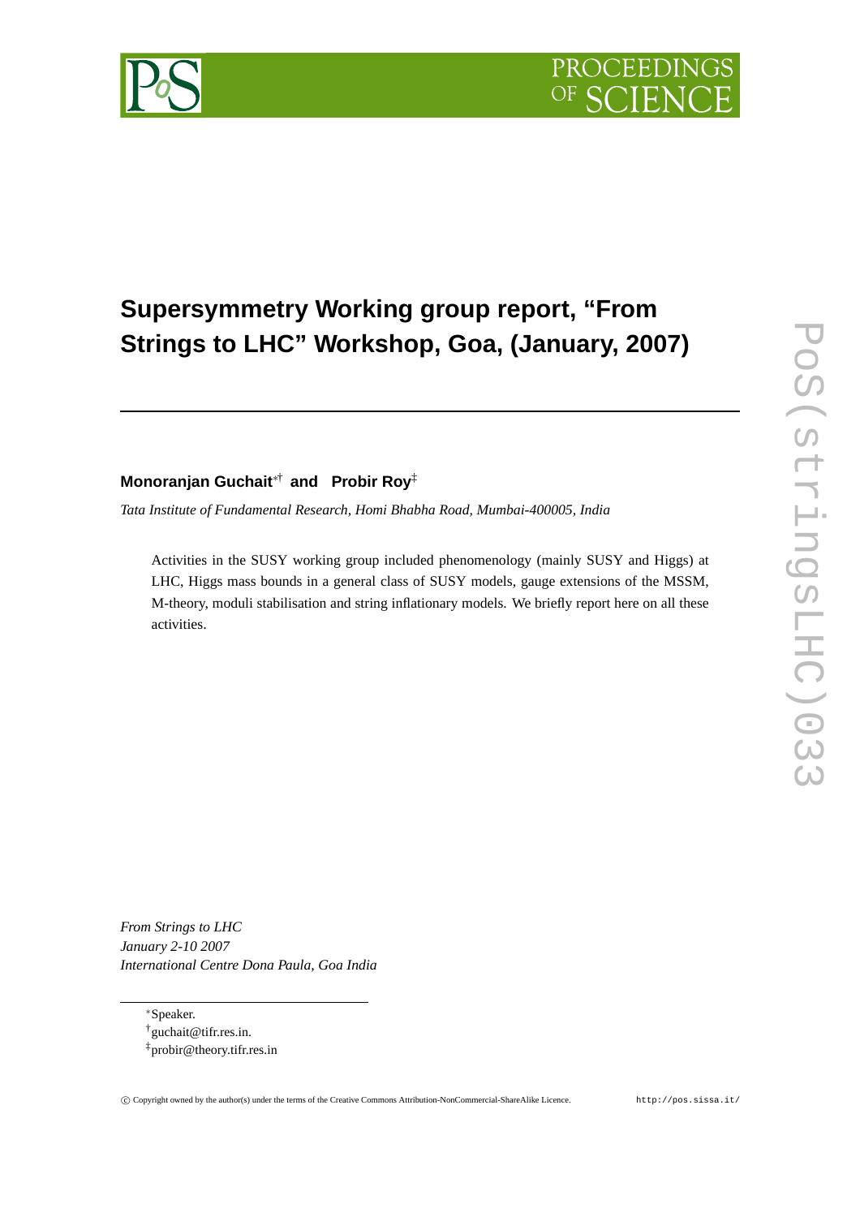# Supersymmetry Working group report, "From Strings to LHC" Workshop, Goa, (January, 2007)

**Monoranjan Guchait**[*†] **and Probir Roy**[‡]

*Tata Institute of Fundamental Research, Homi Bhabha Road, Mumbai-400005, India*

Activities in the SUSY working group included phenomenology (mainly SUSY and Higgs) at LHC, Higgs mass bounds in a general class of SUSY models, gauge extensions of the MSSM, M-theory, moduli stabilisation and string inflationary models. We briefly report here on all these activities.

*From Strings to LHC*
*January 2-10 2007*
*International Centre Dona Paula, Goa India*

[*] Speaker.
[†] guchait@tifr.res.in.
[‡] probir@theory.tifr.res.in

© Copyright owned by the author(s) under the terms of the Creative Commons Attribution-NonCommercial-ShareAlike Licence. http://pos.sissa.it/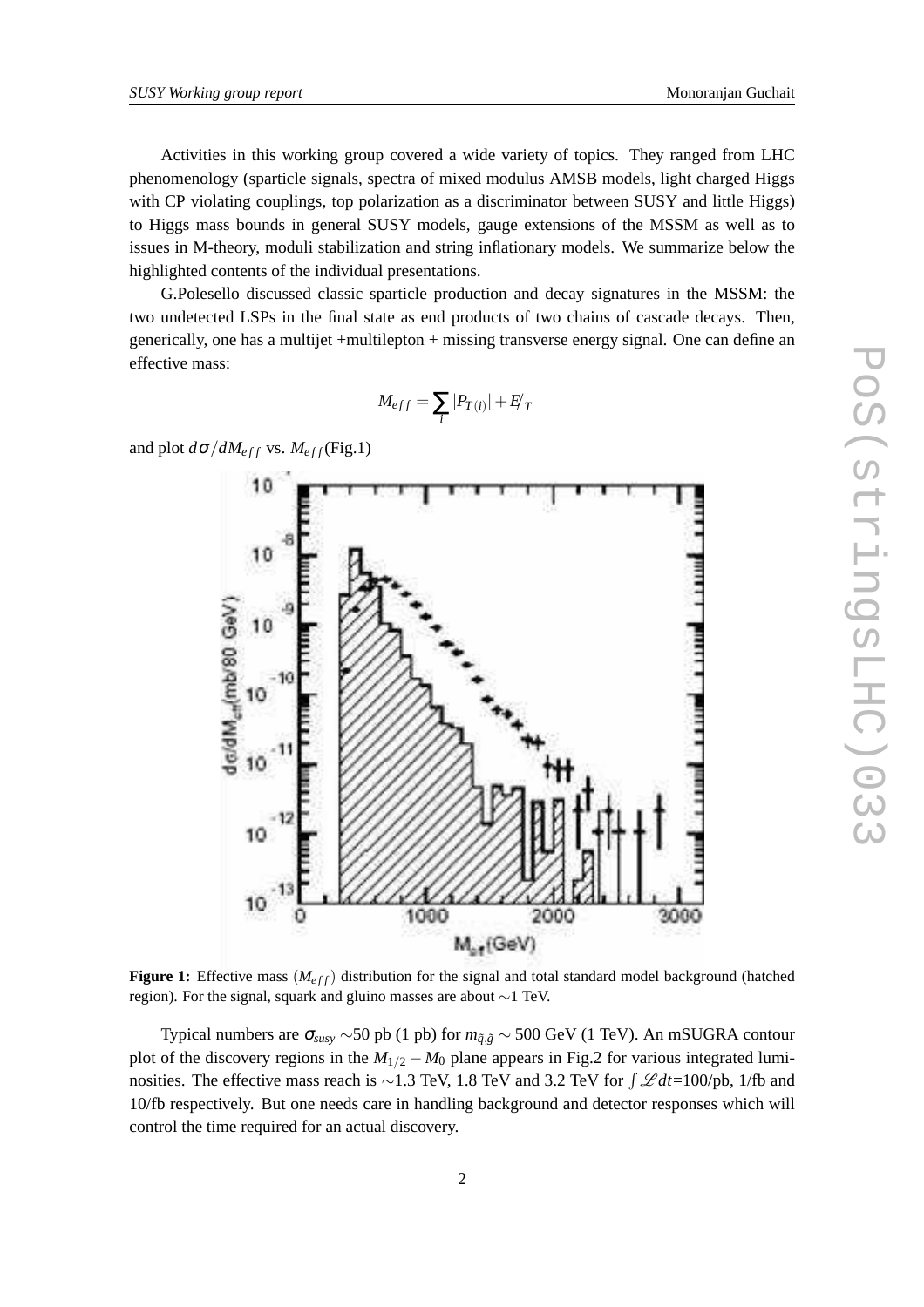Activities in this working group covered a wide variety of topics. They ranged from LHC phenomenology (sparticle signals, spectra of mixed modulus AMSB models, light charged Higgs with CP violating couplings, top polarization as a discriminator between SUSY and little Higgs) to Higgs mass bounds in general SUSY models, gauge extensions of the MSSM as well as to issues in M-theory, moduli stabilization and string inflationary models. We summarize below the highlighted contents of the individual presentations.

G.Polesello discussed classic sparticle production and decay signatures in the MSSM: the two undetected LSPs in the final state as end products of two chains of cascade decays. Then, generically, one has a multijet +multilepton + missing transverse energy signal. One can define an effective mass:

$$M_{eff} = \sum_i |P_{T(i)}| + \not{E}_T$$

and plot $d\sigma/dM_{eff}$ vs. $M_{eff}$(Fig.1)

**Figure 1:** Effective mass $(M_{eff})$ distribution for the signal and total standard model background (hatched region). For the signal, squark and gluino masses are about $\sim$1 TeV.

Typical numbers are $\sigma_{susy} \sim$50 pb (1 pb) for $m_{\tilde{q},\tilde{g}} \sim 500$ GeV (1 TeV). An mSUGRA contour plot of the discovery regions in the $M_{1/2} - M_0$ plane appears in Fig.2 for various integrated luminosities. The effective mass reach is $\sim$1.3 TeV, 1.8 TeV and 3.2 TeV for $\int \mathscr{L} dt$=100/pb, 1/fb and 10/fb respectively. But one needs care in handling background and detector responses which will control the time required for an actual discovery.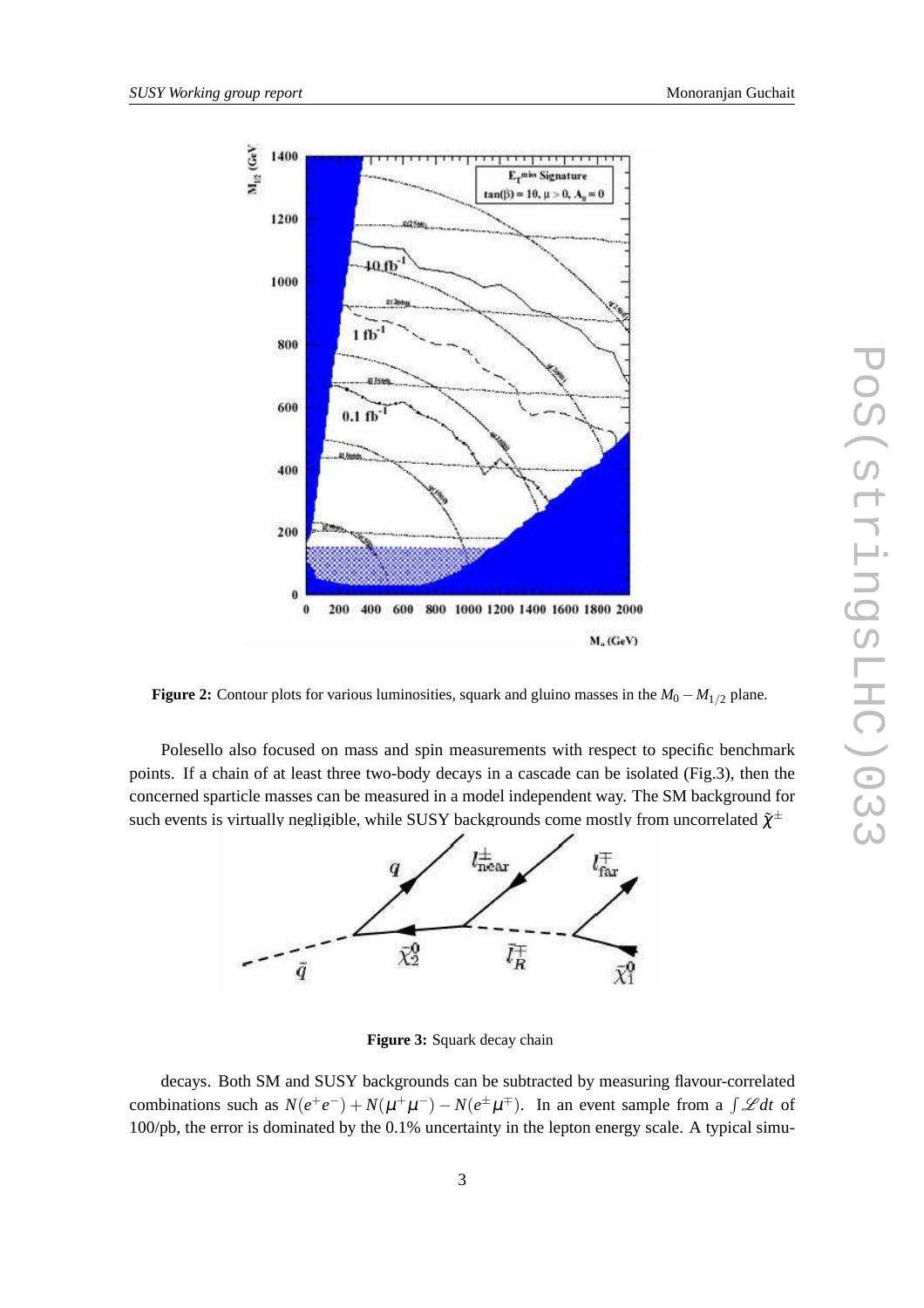**Figure 2:** Contour plots for various luminosities, squark and gluino masses in the $M_0 - M_{1/2}$ plane.

Polesello also focused on mass and spin measurements with respect to specific benchmark points. If a chain of at least three two-body decays in a cascade can be isolated (Fig.3), then the concerned sparticle masses can be measured in a model independent way. The SM background for such events is virtually negligible, while SUSY backgrounds come mostly from uncorrelated $\tilde{\chi}^{\pm}$

**Figure 3:** Squark decay chain

decays. Both SM and SUSY backgrounds can be subtracted by measuring flavour-correlated combinations such as $N(e^+e^-) + N(\mu^+\mu^-) - N(e^{\pm}\mu^{\mp})$. In an event sample from a $\int \mathscr{L} dt$ of 100/pb, the error is dominated by the 0.1% uncertainty in the lepton energy scale. A typical simu-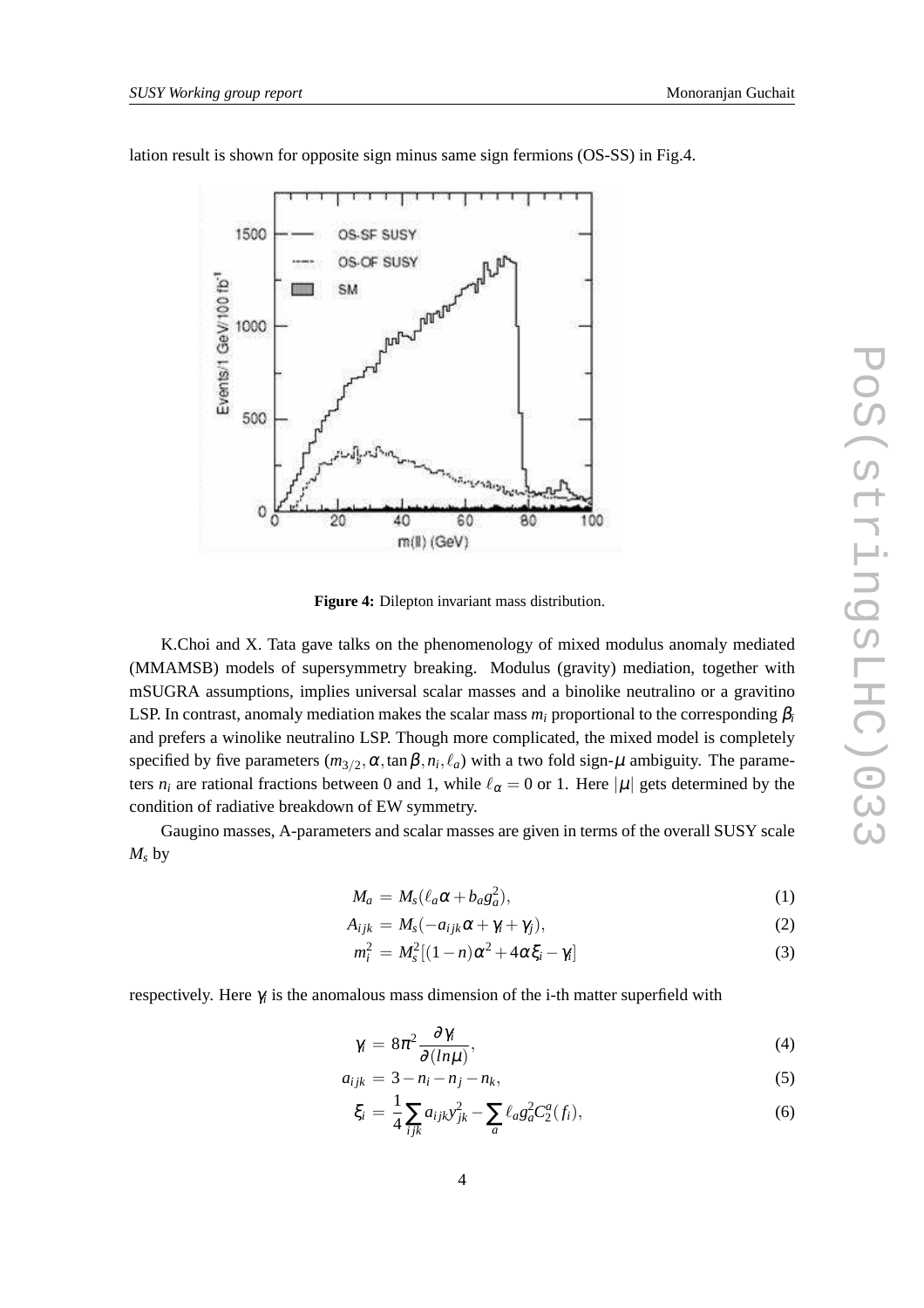lation result is shown for opposite sign minus same sign fermions (OS-SS) in Fig.4.

**Figure 4:** Dilepton invariant mass distribution.

K.Choi and X. Tata gave talks on the phenomenology of mixed modulus anomaly mediated (MMAMSB) models of supersymmetry breaking. Modulus (gravity) mediation, together with mSUGRA assumptions, implies universal scalar masses and a binolike neutralino or a gravitino LSP. In contrast, anomaly mediation makes the scalar mass $m_i$ proportional to the corresponding $\beta_i$ and prefers a winolike neutralino LSP. Though more complicated, the mixed model is completely specified by five parameters $(m_{3/2}, \alpha, \tan\beta, n_i, \ell_a)$ with a two fold sign-$\mu$ ambiguity. The parameters $n_i$ are rational fractions between 0 and 1, while $\ell_\alpha = 0$ or 1. Here $|\mu|$ gets determined by the condition of radiative breakdown of EW symmetry.

Gaugino masses, A-parameters and scalar masses are given in terms of the overall SUSY scale $M_s$ by

$$M_a = M_s(\ell_a \alpha + b_a g_a^2), \tag{1}$$

$$A_{ijk} = M_s(-a_{ijk}\alpha + \gamma_i + \gamma_j), \tag{2}$$

$$m_i^2 = M_s^2[(1-n)\alpha^2 + 4\alpha\xi_i - \gamma_i] \tag{3}$$

respectively. Here $\gamma_i$ is the anomalous mass dimension of the i-th matter superfield with

$$\gamma_i = 8\pi^2 \frac{\partial \gamma_i}{\partial(ln\mu)}, \tag{4}$$

$$a_{ijk} = 3 - n_i - n_j - n_k, \tag{5}$$

$$\xi_i = \frac{1}{4}\sum_{ijk} a_{ijk} y_{jk}^2 - \sum_a \ell_a g_a^2 C_2^a(f_i), \tag{6}$$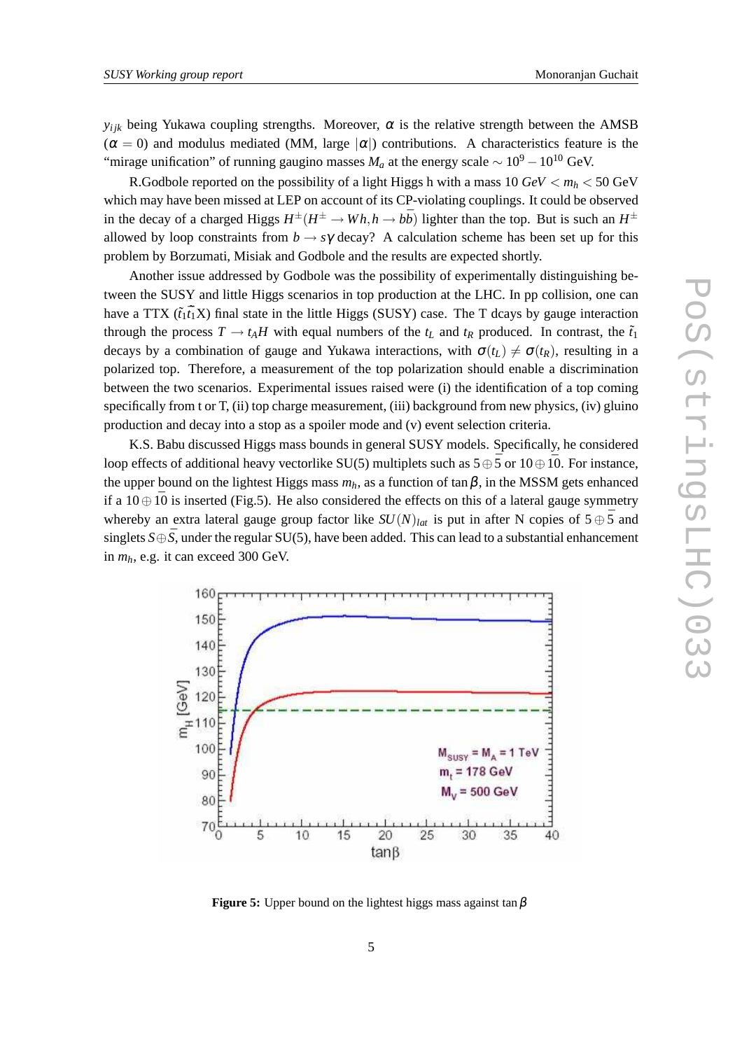$y_{ijk}$ being Yukawa coupling strengths. Moreover, $\alpha$ is the relative strength between the AMSB ($\alpha = 0$) and modulus mediated (MM, large $|\alpha|$) contributions. A characteristics feature is the "mirage unification" of running gaugino masses $M_a$ at the energy scale $\sim 10^9 - 10^{10}$ GeV.

R.Godbole reported on the possibility of a light Higgs h with a mass $10\ GeV < m_h < 50$ GeV which may have been missed at LEP on account of its CP-violating couplings. It could be observed in the decay of a charged Higgs $H^{\pm}(H^{\pm} \to Wh, h \to b\bar{b})$ lighter than the top. But is such an $H^{\pm}$ allowed by loop constraints from $b \to s\gamma$ decay? A calculation scheme has been set up for this problem by Borzumati, Misiak and Godbole and the results are expected shortly.

Another issue addressed by Godbole was the possibility of experimentally distinguishing between the SUSY and little Higgs scenarios in top production at the LHC. In pp collision, one can have a TTX ($\tilde{t}_1\bar{\tilde{t}}_1$X) final state in the little Higgs (SUSY) case. The T dcays by gauge interaction through the process $T \to t_A H$ with equal numbers of the $t_L$ and $t_R$ produced. In contrast, the $\tilde{t}_1$ decays by a combination of gauge and Yukawa interactions, with $\sigma(t_L) \neq \sigma(t_R)$, resulting in a polarized top. Therefore, a measurement of the top polarization should enable a discrimination between the two scenarios. Experimental issues raised were (i) the identification of a top coming specifically from t or T, (ii) top charge measurement, (iii) background from new physics, (iv) gluino production and decay into a stop as a spoiler mode and (v) event selection criteria.

K.S. Babu discussed Higgs mass bounds in general SUSY models. Specifically, he considered loop effects of additional heavy vectorlike SU(5) multiplets such as $5 \oplus \bar{5}$ or $10 \oplus \overline{10}$. For instance, the upper bound on the lightest Higgs mass $m_h$, as a function of $\tan\beta$, in the MSSM gets enhanced if a $10 \oplus \overline{10}$ is inserted (Fig.5). He also considered the effects on this of a lateral gauge symmetry whereby an extra lateral gauge group factor like $SU(N)_{lat}$ is put in after N copies of $5 \oplus \bar{5}$ and singlets $S \oplus \bar{S}$, under the regular SU(5), have been added. This can lead to a substantial enhancement in $m_h$, e.g. it can exceed 300 GeV.

**Figure 5:** Upper bound on the lightest higgs mass against $\tan\beta$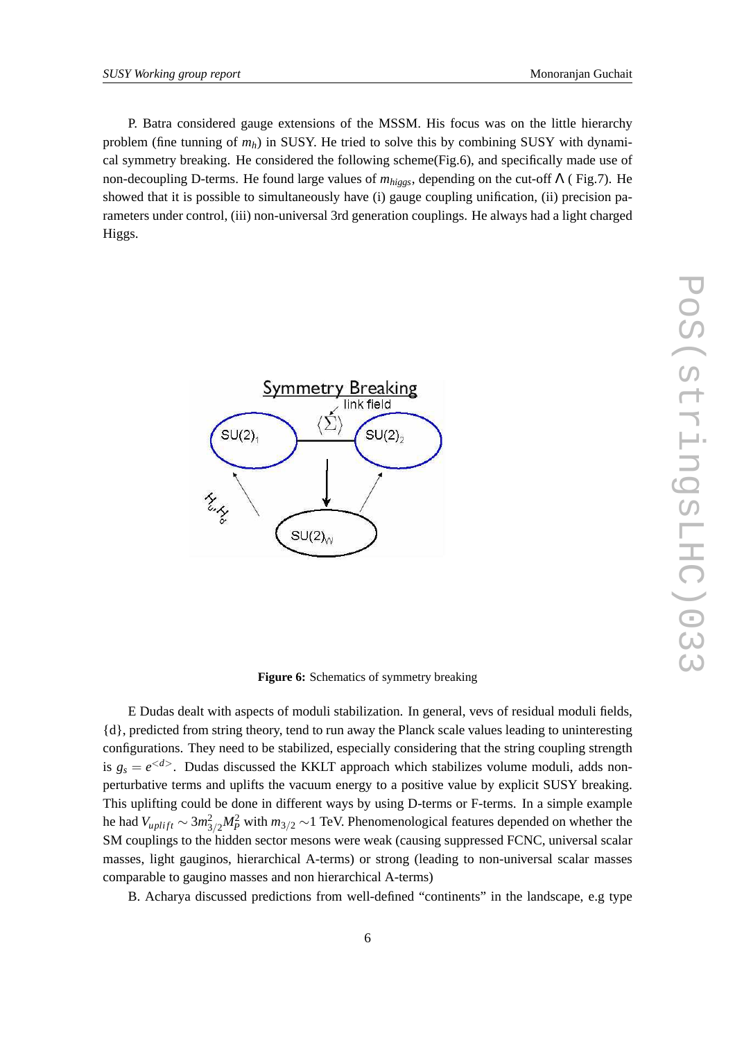P. Batra considered gauge extensions of the MSSM. His focus was on the little hierarchy problem (fine tunning of $m_h$) in SUSY. He tried to solve this by combining SUSY with dynamical symmetry breaking. He considered the following scheme(Fig.6), and specifically made use of non-decoupling D-terms. He found large values of $m_{higgs}$, depending on the cut-off $\Lambda$ ( Fig.7). He showed that it is possible to simultaneously have (i) gauge coupling unification, (ii) precision parameters under control, (iii) non-universal 3rd generation couplings. He always had a light charged Higgs.

**Figure 6:** Schematics of symmetry breaking

E Dudas dealt with aspects of moduli stabilization. In general, vevs of residual moduli fields, {d}, predicted from string theory, tend to run away the Planck scale values leading to uninteresting configurations. They need to be stabilized, especially considering that the string coupling strength is $g_s = e^{<d>}$. Dudas discussed the KKLT approach which stabilizes volume moduli, adds non-perturbative terms and uplifts the vacuum energy to a positive value by explicit SUSY breaking. This uplifting could be done in different ways by using D-terms or F-terms. In a simple example he had $V_{uplift} \sim 3m_{3/2}^2 M_P^2$ with $m_{3/2} \sim$1 TeV. Phenomenological features depended on whether the SM couplings to the hidden sector mesons were weak (causing suppressed FCNC, universal scalar masses, light gauginos, hierarchical A-terms) or strong (leading to non-universal scalar masses comparable to gaugino masses and non hierarchical A-terms)

B. Acharya discussed predictions from well-defined "continents" in the landscape, e.g type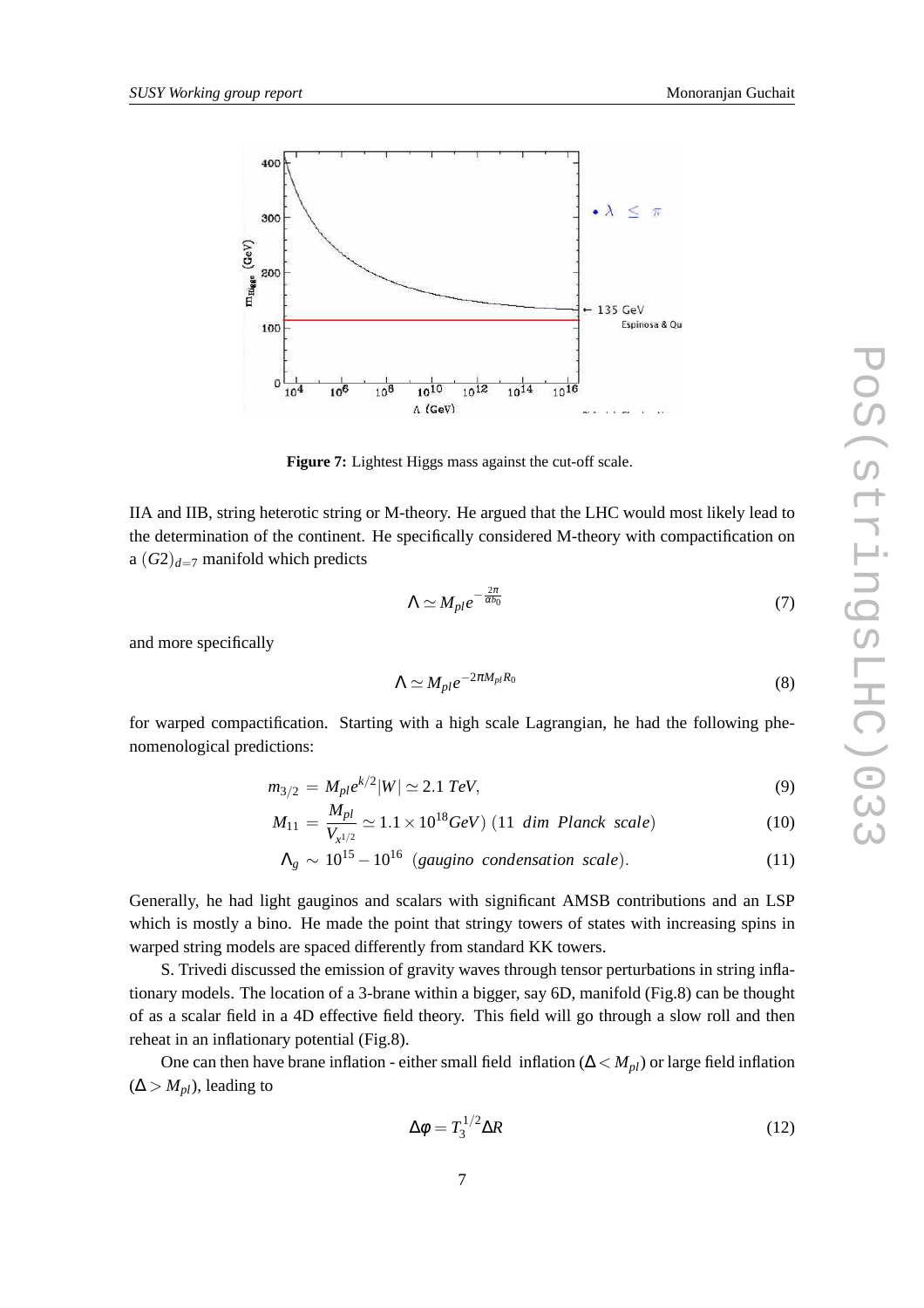**Figure 7:** Lightest Higgs mass against the cut-off scale.

IIA and IIB, string heterotic string or M-theory. He argued that the LHC would most likely lead to the determination of the continent. He specifically considered M-theory with compactification on a $(G2)_{d=7}$ manifold which predicts

$$\Lambda \simeq M_{pl} e^{-\frac{2\pi}{\alpha b_0}} \tag{7}$$

and more specifically

$$\Lambda \simeq M_{pl} e^{-2\pi M_{pl} R_0} \tag{8}$$

for warped compactification. Starting with a high scale Lagrangian, he had the following phenomenological predictions:

$$m_{3/2} = M_{pl} e^{k/2} |W| \simeq 2.1 \; TeV, \tag{9}$$

$$M_{11} = \frac{M_{pl}}{V_{x^{1/2}}} \simeq 1.1 \times 10^{18} GeV) \; (11 \;\; dim \;\; Planck \;\; scale) \tag{10}$$

$$\Lambda_g \sim 10^{15} - 10^{16} \;\; (gaugino \;\; condensation \;\; scale). \tag{11}$$

Generally, he had light gauginos and scalars with significant AMSB contributions and an LSP which is mostly a bino. He made the point that stringy towers of states with increasing spins in warped string models are spaced differently from standard KK towers.

S. Trivedi discussed the emission of gravity waves through tensor perturbations in string inflationary models. The location of a 3-brane within a bigger, say 6D, manifold (Fig.8) can be thought of as a scalar field in a 4D effective field theory. This field will go through a slow roll and then reheat in an inflationary potential (Fig.8).

One can then have brane inflation - either small field inflation ($\Delta < M_{pl}$) or large field inflation ($\Delta > M_{pl}$), leading to

$$\Delta\phi = T_3^{1/2} \Delta R \tag{12}$$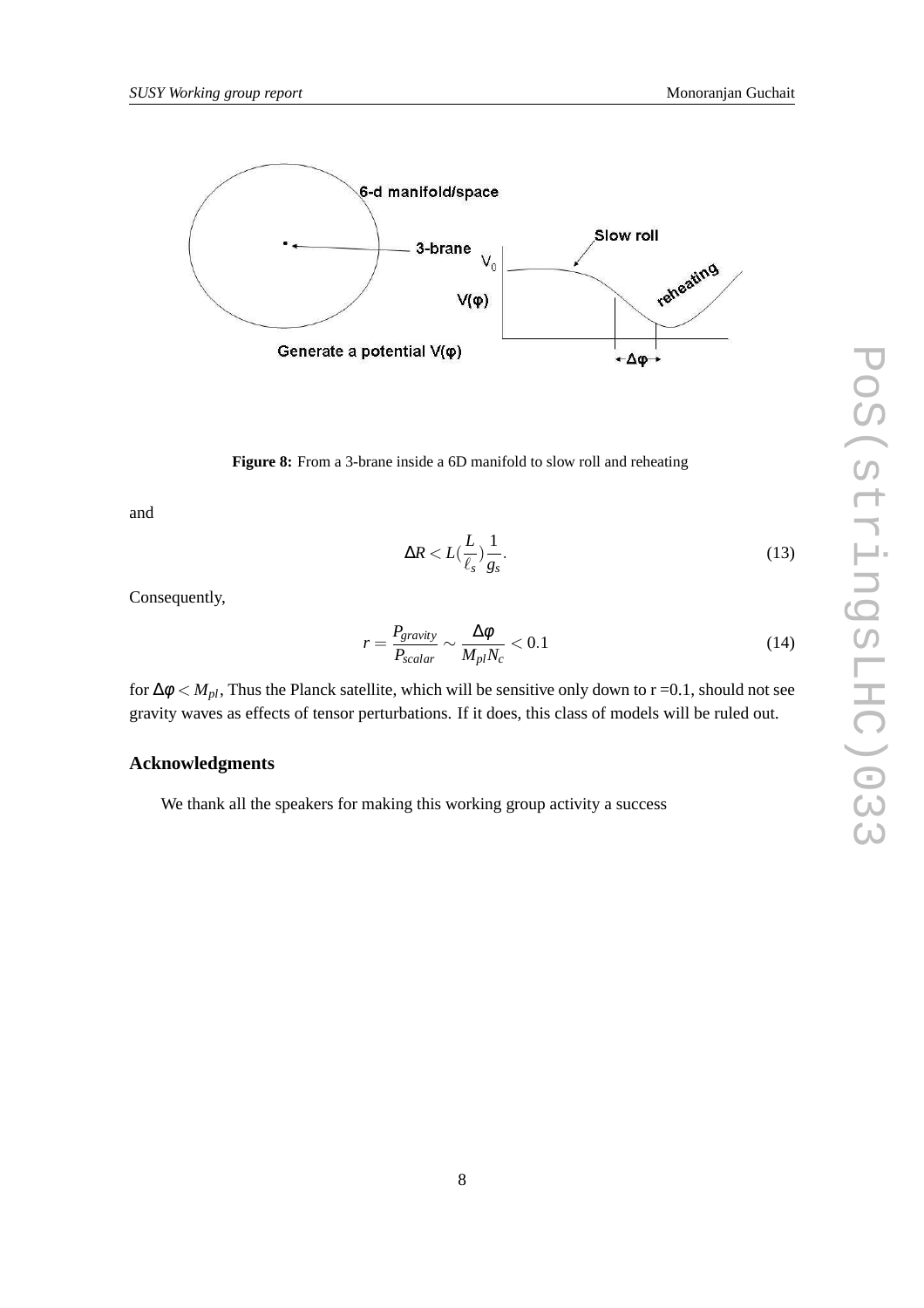6-d manifold/space

3-brane

Slow roll

$V_0$

$V(\phi)$

reheating

Generate a potential $V(\phi)$

$\Delta\phi$

**Figure 8:** From a 3-brane inside a 6D manifold to slow roll and reheating

and

$$\Delta R < L(\frac{L}{\ell_s})\frac{1}{g_s}. \tag{13}$$

Consequently,

$$r = \frac{P_{gravity}}{P_{scalar}} \sim \frac{\Delta\phi}{M_{pl}N_c} < 0.1 \tag{14}$$

for $\Delta\phi < M_{pl}$, Thus the Planck satellite, which will be sensitive only down to r =0.1, should not see gravity waves as effects of tensor perturbations. If it does, this class of models will be ruled out.

## Acknowledgments

We thank all the speakers for making this working group activity a success